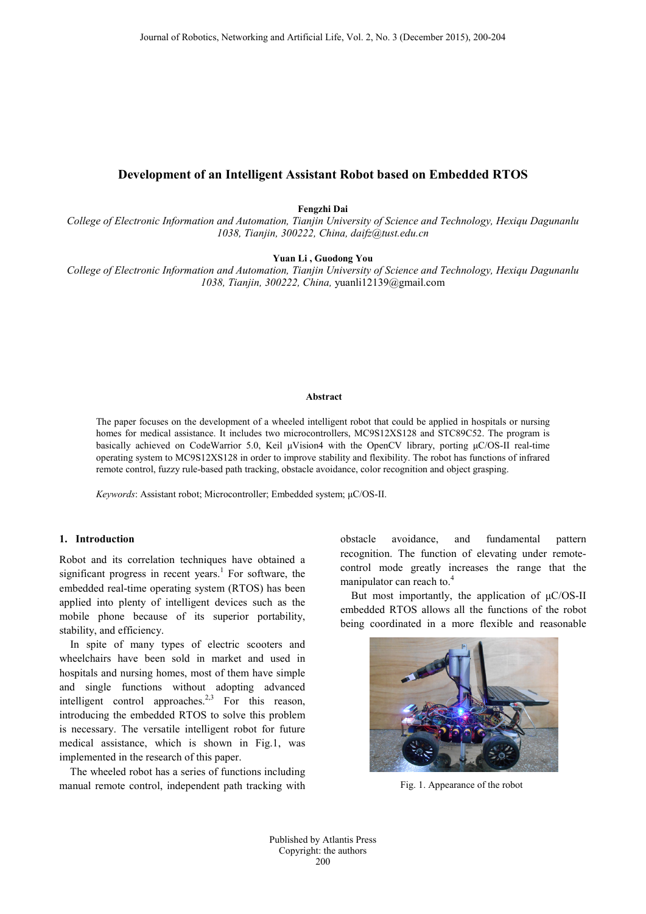# Development of an Intelligent Assistant Robot based on Embedded RTOS

**Fengzhi Dai**

*College of Electronic Information and Automation, Tianjin University of Science and Technology, Hexiqu Dagunanlu 1038, Tianjin, 300222, China, daifz@tust.edu.cn*

**Yuan Li , Guodong You**

*College of Electronic Information and Automation, Tianjin University of Science and Technology, Hexiqu Dagunanlu 1038, Tianjin, 300222, China,* yuanli12139@gmail.com

### Abstract

The paper focuses on the development of a wheeled intelligent robot that could be applied in hospitals or nursing homes for medical assistance. It includes two microcontrollers, MC9S12XS128 and STC89C52. The program is basically achieved on CodeWarrior 5.0, Keil µVision4 with the OpenCV library, porting µC/OS-II real-time operating system to MC9S12XS128 in order to improve stability and flexibility. The robot has functions of infrared remote control, fuzzy rule-based path tracking, obstacle avoidance, color recognition and object grasping.

*Keywords*: Assistant robot; Microcontroller; Embedded system; µC/OS-II.

## 1. Introduction

Robot and its correlation techniques have obtained a significant progress in recent years.[1] For software, the embedded real-time operating system (RTOS) has been applied into plenty of intelligent devices such as the mobile phone because of its superior portability, stability, and efficiency.

In spite of many types of electric scooters and wheelchairs have been sold in market and used in hospitals and nursing homes, most of them have simple and single functions without adopting advanced intelligent control approaches.[2,3] For this reason, introducing the embedded RTOS to solve this problem is necessary. The versatile intelligent robot for future medical assistance, which is shown in Fig.1, was implemented in the research of this paper.

The wheeled robot has a series of functions including manual remote control, independent path tracking with obstacle avoidance, and fundamental pattern recognition. The function of elevating under remote-control mode greatly increases the range that the manipulator can reach to.[4]

But most importantly, the application of µC/OS-II embedded RTOS allows all the functions of the robot being coordinated in a more flexible and reasonable

Fig. 1. Appearance of the robot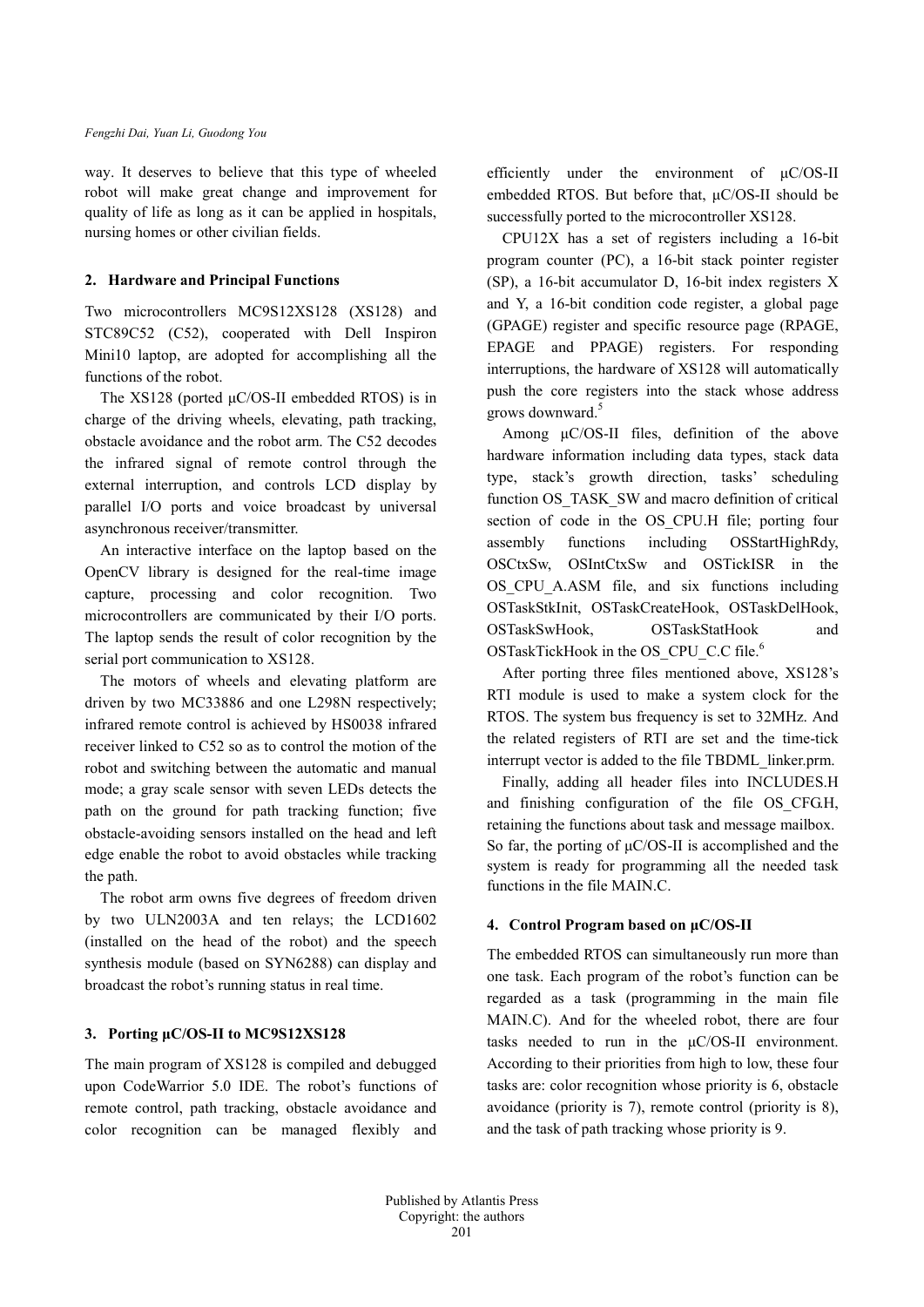way. It deserves to believe that this type of wheeled robot will make great change and improvement for quality of life as long as it can be applied in hospitals, nursing homes or other civilian fields.

## 2. Hardware and Principal Functions

Two microcontrollers MC9S12XS128 (XS128) and STC89C52 (C52), cooperated with Dell Inspiron Mini10 laptop, are adopted for accomplishing all the functions of the robot.

The XS128 (ported μC/OS-II embedded RTOS) is in charge of the driving wheels, elevating, path tracking, obstacle avoidance and the robot arm. The C52 decodes the infrared signal of remote control through the external interruption, and controls LCD display by parallel I/O ports and voice broadcast by universal asynchronous receiver/transmitter.

An interactive interface on the laptop based on the OpenCV library is designed for the real-time image capture, processing and color recognition. Two microcontrollers are communicated by their I/O ports. The laptop sends the result of color recognition by the serial port communication to XS128.

The motors of wheels and elevating platform are driven by two MC33886 and one L298N respectively; infrared remote control is achieved by HS0038 infrared receiver linked to C52 so as to control the motion of the robot and switching between the automatic and manual mode; a gray scale sensor with seven LEDs detects the path on the ground for path tracking function; five obstacle-avoiding sensors installed on the head and left edge enable the robot to avoid obstacles while tracking the path.

The robot arm owns five degrees of freedom driven by two ULN2003A and ten relays; the LCD1602 (installed on the head of the robot) and the speech synthesis module (based on SYN6288) can display and broadcast the robot's running status in real time.

## 3. Porting μC/OS-II to MC9S12XS128

The main program of XS128 is compiled and debugged upon CodeWarrior 5.0 IDE. The robot's functions of remote control, path tracking, obstacle avoidance and color recognition can be managed flexibly and efficiently under the environment of μC/OS-II embedded RTOS. But before that, μC/OS-II should be successfully ported to the microcontroller XS128.

CPU12X has a set of registers including a 16-bit program counter (PC), a 16-bit stack pointer register (SP), a 16-bit accumulator D, 16-bit index registers X and Y, a 16-bit condition code register, a global page (GPAGE) register and specific resource page (RPAGE, EPAGE and PPAGE) registers. For responding interruptions, the hardware of XS128 will automatically push the core registers into the stack whose address grows downward.[5]

Among μC/OS-II files, definition of the above hardware information including data types, stack data type, stack's growth direction, tasks' scheduling function OS_TASK_SW and macro definition of critical section of code in the OS_CPU.H file; porting four assembly functions including OSStartHighRdy, OSCtxSw, OSIntCtxSw and OSTickISR in the OS_CPU_A.ASM file, and six functions including OSTaskStkInit, OSTaskCreateHook, OSTaskDelHook, OSTaskSwHook, OSTaskStatHook and OSTaskTickHook in the OS_CPU_C.C file.[6]

After porting three files mentioned above, XS128's RTI module is used to make a system clock for the RTOS. The system bus frequency is set to 32MHz. And the related registers of RTI are set and the time-tick interrupt vector is added to the file TBDML_linker.prm.

Finally, adding all header files into INCLUDES.H and finishing configuration of the file OS_CFG.H, retaining the functions about task and message mailbox. So far, the porting of μC/OS-II is accomplished and the system is ready for programming all the needed task functions in the file MAIN.C.

## 4. Control Program based on μC/OS-II

The embedded RTOS can simultaneously run more than one task. Each program of the robot's function can be regarded as a task (programming in the main file MAIN.C). And for the wheeled robot, there are four tasks needed to run in the μC/OS-II environment. According to their priorities from high to low, these four tasks are: color recognition whose priority is 6, obstacle avoidance (priority is 7), remote control (priority is 8), and the task of path tracking whose priority is 9.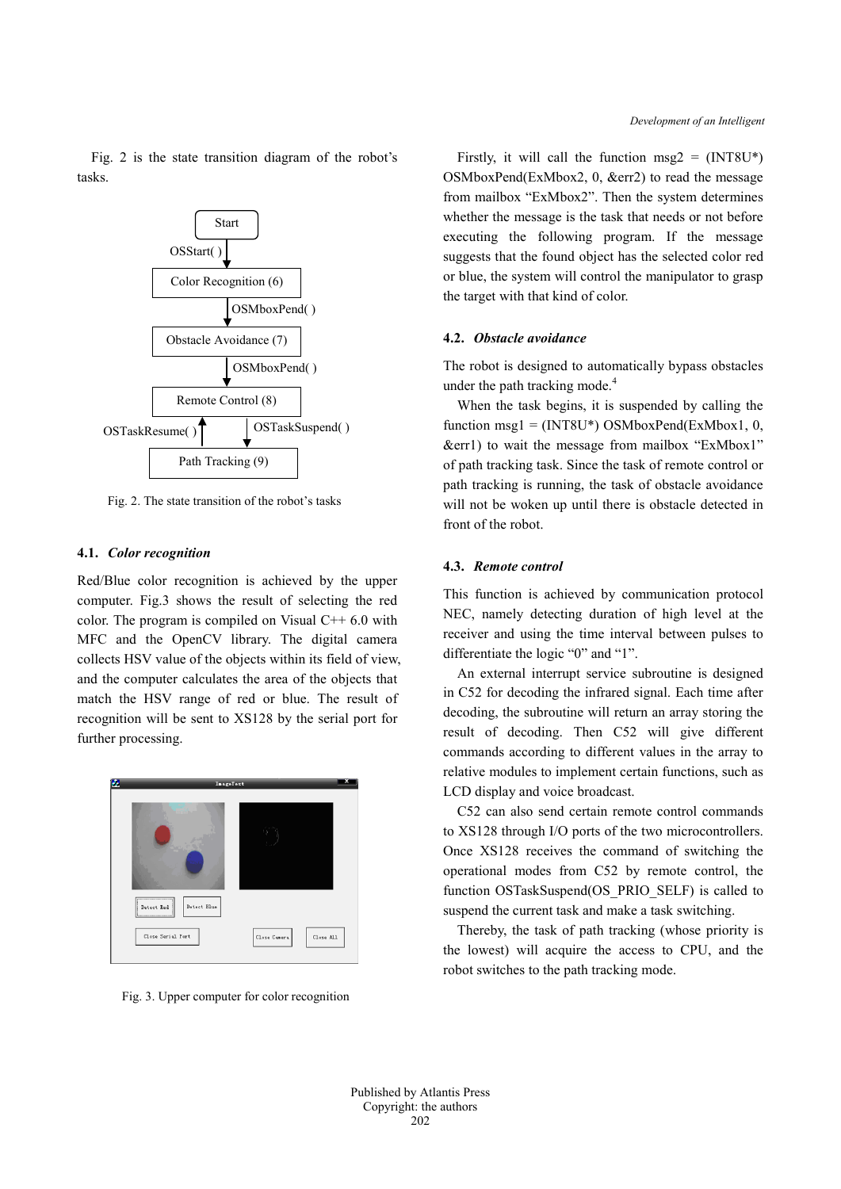Fig. 2 is the state transition diagram of the robot's tasks.

Fig. 2. The state transition of the robot's tasks

### 4.1. *Color recognition*

Red/Blue color recognition is achieved by the upper computer. Fig.3 shows the result of selecting the red color. The program is compiled on Visual C++ 6.0 with MFC and the OpenCV library. The digital camera collects HSV value of the objects within its field of view, and the computer calculates the area of the objects that match the HSV range of red or blue. The result of recognition will be sent to XS128 by the serial port for further processing.

Fig. 3. Upper computer for color recognition

Firstly, it will call the function msg2 = (INT8U*) OSMboxPend(ExMbox2, 0, &err2) to read the message from mailbox "ExMbox2". Then the system determines whether the message is the task that needs or not before executing the following program. If the message suggests that the found object has the selected color red or blue, the system will control the manipulator to grasp the target with that kind of color.

### 4.2. *Obstacle avoidance*

The robot is designed to automatically bypass obstacles under the path tracking mode.[4]

When the task begins, it is suspended by calling the function msg1 = (INT8U*) OSMboxPend(ExMbox1, 0, &err1) to wait the message from mailbox "ExMbox1" of path tracking task. Since the task of remote control or path tracking is running, the task of obstacle avoidance will not be woken up until there is obstacle detected in front of the robot.

### 4.3. *Remote control*

This function is achieved by communication protocol NEC, namely detecting duration of high level at the receiver and using the time interval between pulses to differentiate the logic "0" and "1".

An external interrupt service subroutine is designed in C52 for decoding the infrared signal. Each time after decoding, the subroutine will return an array storing the result of decoding. Then C52 will give different commands according to different values in the array to relative modules to implement certain functions, such as LCD display and voice broadcast.

C52 can also send certain remote control commands to XS128 through I/O ports of the two microcontrollers. Once XS128 receives the command of switching the operational modes from C52 by remote control, the function OSTaskSuspend(OS_PRIO_SELF) is called to suspend the current task and make a task switching.

Thereby, the task of path tracking (whose priority is the lowest) will acquire the access to CPU, and the robot switches to the path tracking mode.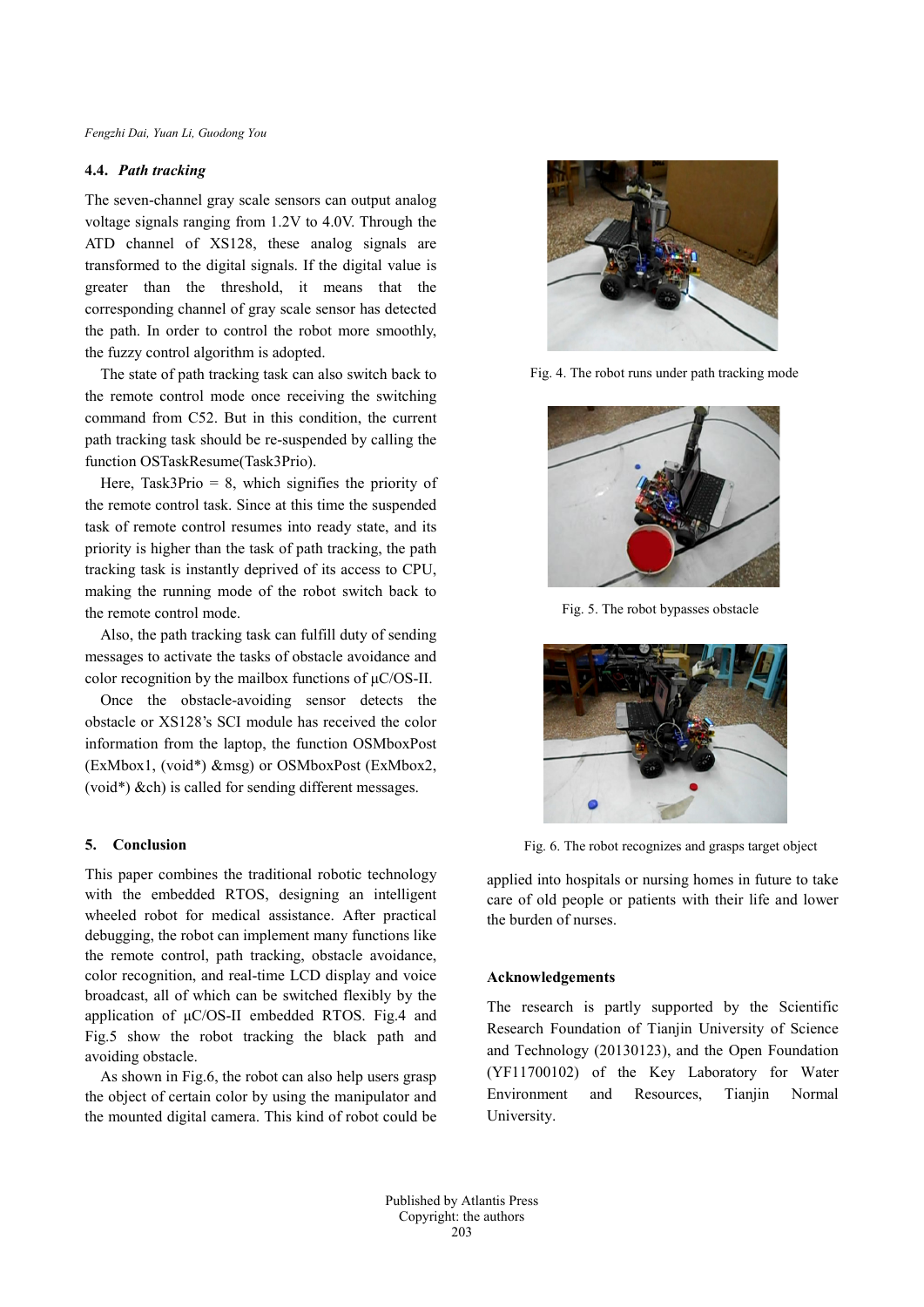### 4.4. *Path tracking*

The seven-channel gray scale sensors can output analog voltage signals ranging from 1.2V to 4.0V. Through the ATD channel of XS128, these analog signals are transformed to the digital signals. If the digital value is greater than the threshold, it means that the corresponding channel of gray scale sensor has detected the path. In order to control the robot more smoothly, the fuzzy control algorithm is adopted.

The state of path tracking task can also switch back to the remote control mode once receiving the switching command from C52. But in this condition, the current path tracking task should be re-suspended by calling the function OSTaskResume(Task3Prio).

Here, Task3Prio = 8, which signifies the priority of the remote control task. Since at this time the suspended task of remote control resumes into ready state, and its priority is higher than the task of path tracking, the path tracking task is instantly deprived of its access to CPU, making the running mode of the robot switch back to the remote control mode.

Also, the path tracking task can fulfill duty of sending messages to activate the tasks of obstacle avoidance and color recognition by the mailbox functions of μC/OS-II.

Once the obstacle-avoiding sensor detects the obstacle or XS128's SCI module has received the color information from the laptop, the function OSMboxPost (ExMbox1, (void*) &msg) or OSMboxPost (ExMbox2, (void*) &ch) is called for sending different messages.

Fig. 4. The robot runs under path tracking mode

Fig. 5. The robot bypasses obstacle

Fig. 6. The robot recognizes and grasps target object

## 5. Conclusion

This paper combines the traditional robotic technology with the embedded RTOS, designing an intelligent wheeled robot for medical assistance. After practical debugging, the robot can implement many functions like the remote control, path tracking, obstacle avoidance, color recognition, and real-time LCD display and voice broadcast, all of which can be switched flexibly by the application of μC/OS-II embedded RTOS. Fig.4 and Fig.5 show the robot tracking the black path and avoiding obstacle.

As shown in Fig.6, the robot can also help users grasp the object of certain color by using the manipulator and the mounted digital camera. This kind of robot could be applied into hospitals or nursing homes in future to take care of old people or patients with their life and lower the burden of nurses.

### Acknowledgements

The research is partly supported by the Scientific Research Foundation of Tianjin University of Science and Technology (20130123), and the Open Foundation (YF11700102) of the Key Laboratory for Water Environment and Resources, Tianjin Normal University.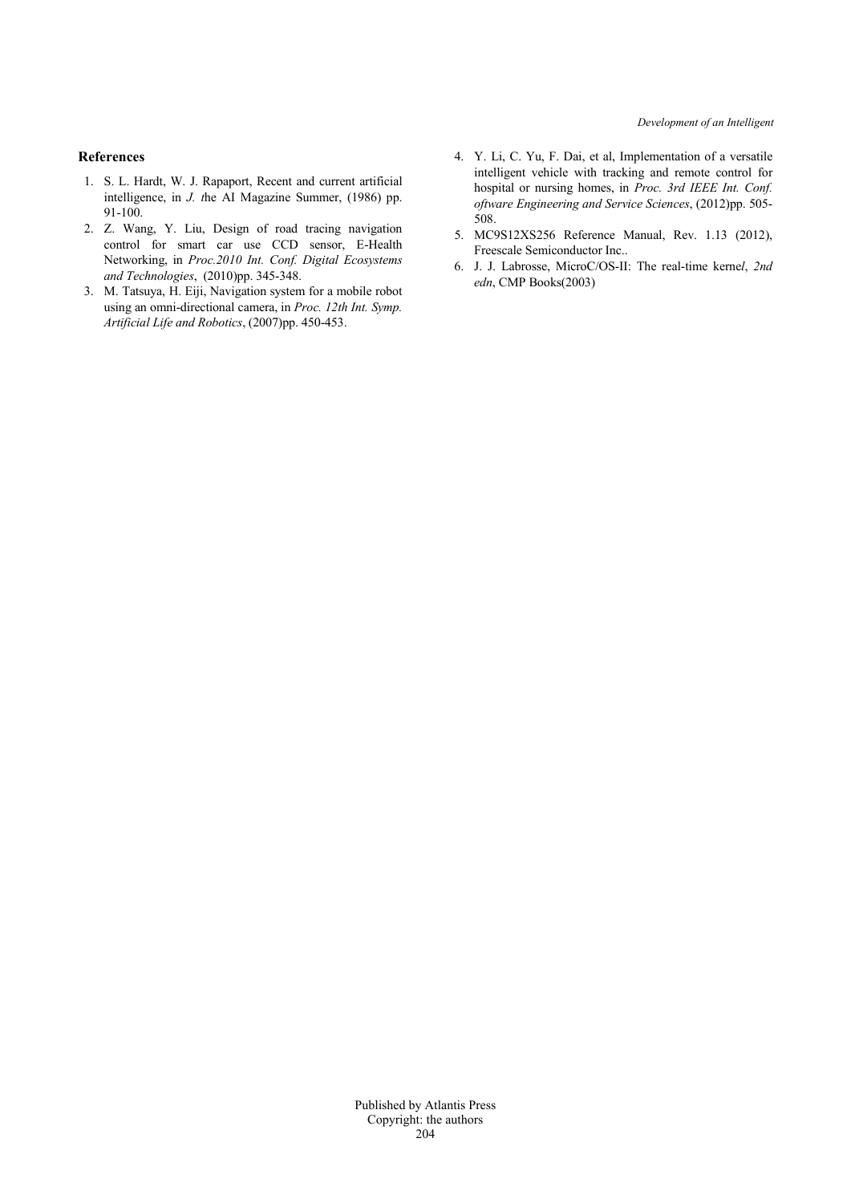## References

1. S. L. Hardt, W. J. Rapaport, Recent and current artificial intelligence, in *J. t*he AI Magazine Summer, (1986) pp. 91-100.
2. Z. Wang, Y. Liu, Design of road tracing navigation control for smart car use CCD sensor, E-Health Networking, in *Proc.2010 Int. Conf. Digital Ecosystems and Technologies*, (2010)pp. 345-348.
3. M. Tatsuya, H. Eiji, Navigation system for a mobile robot using an omni-directional camera, in *Proc. 12th Int. Symp. Artificial Life and Robotics*, (2007)pp. 450-453.
4. Y. Li, C. Yu, F. Dai, et al, Implementation of a versatile intelligent vehicle with tracking and remote control for hospital or nursing homes, in *Proc. 3rd IEEE Int. Conf. oftware Engineering and Service Sciences*, (2012)pp. 505-508.
5. MC9S12XS256 Reference Manual, Rev. 1.13 (2012), Freescale Semiconductor Inc..
6. J. J. Labrosse, MicroC/OS-II: The real-time kerne*l*, *2nd edn*, CMP Books(2003)